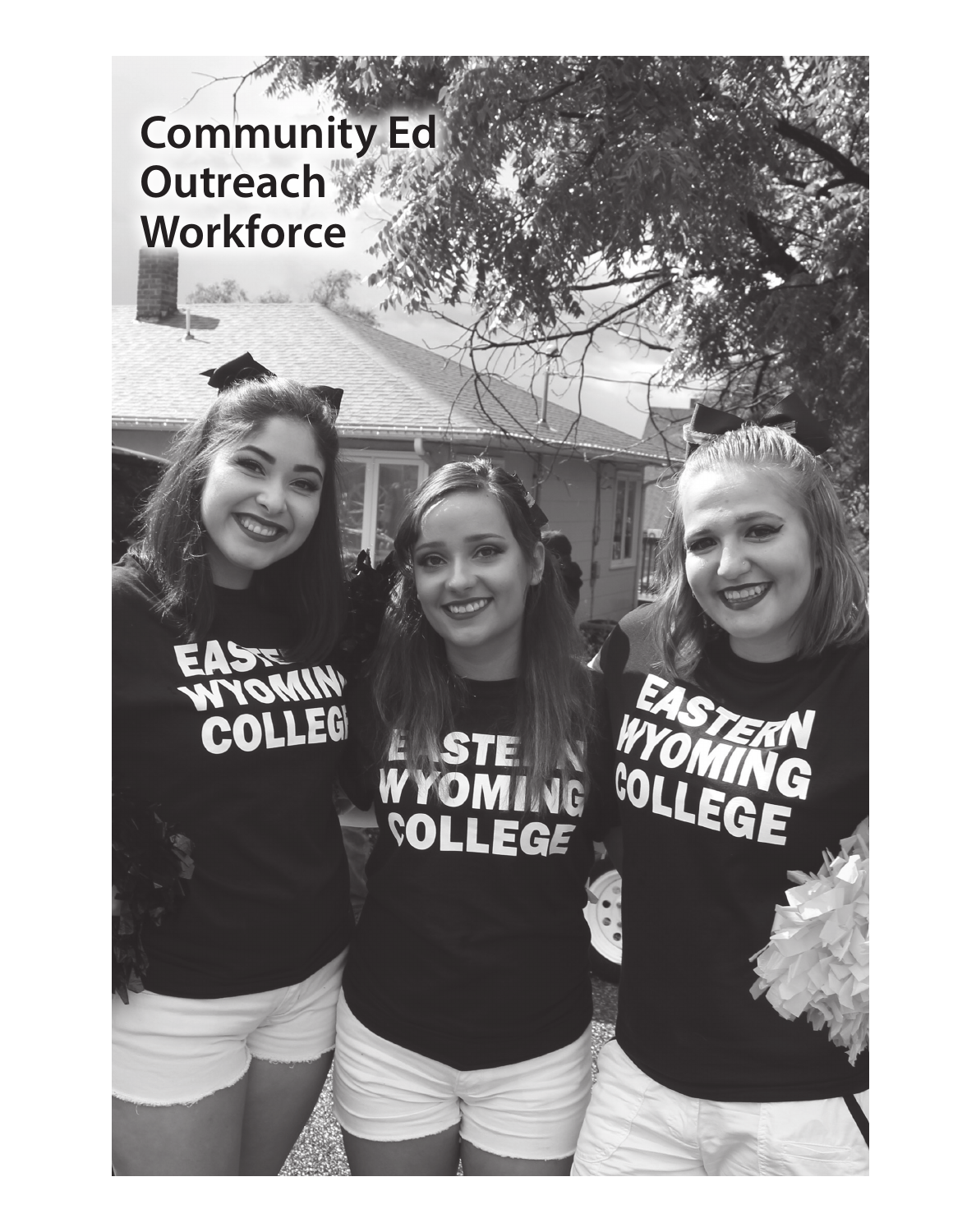# Community Ed
# Outreach
# Workforce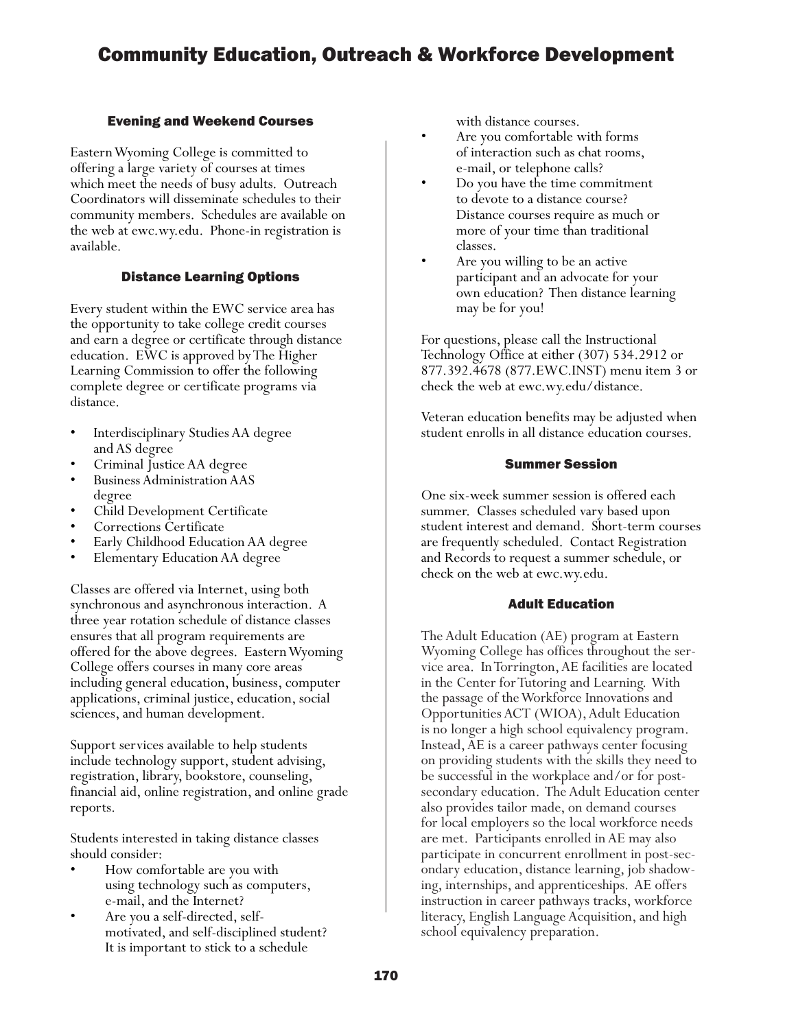# Community Education, Outreach & Workforce Development

### Evening and Weekend Courses

Eastern Wyoming College is committed to offering a large variety of courses at times which meet the needs of busy adults. Outreach Coordinators will disseminate schedules to their community members. Schedules are available on the web at ewc.wy.edu. Phone-in registration is available.

### Distance Learning Options

Every student within the EWC service area has the opportunity to take college credit courses and earn a degree or certificate through distance education. EWC is approved by The Higher Learning Commission to offer the following complete degree or certificate programs via distance.

- Interdisciplinary Studies AA degree and AS degree
- Criminal Justice AA degree
- Business Administration AAS degree
- Child Development Certificate
- Corrections Certificate
- Early Childhood Education AA degree
- Elementary Education AA degree

Classes are offered via Internet, using both synchronous and asynchronous interaction. A three year rotation schedule of distance classes ensures that all program requirements are offered for the above degrees. Eastern Wyoming College offers courses in many core areas including general education, business, computer applications, criminal justice, education, social sciences, and human development.

Support services available to help students include technology support, student advising, registration, library, bookstore, counseling, financial aid, online registration, and online grade reports.

Students interested in taking distance classes should consider:

- How comfortable are you with using technology such as computers, e-mail, and the Internet?
- Are you a self-directed, self-motivated, and self-disciplined student? It is important to stick to a schedule with distance courses.
- Are you comfortable with forms of interaction such as chat rooms, e-mail, or telephone calls?
- Do you have the time commitment to devote to a distance course? Distance courses require as much or more of your time than traditional classes.
- Are you willing to be an active participant and an advocate for your own education? Then distance learning may be for you!

For questions, please call the Instructional Technology Office at either (307) 534.2912 or 877.392.4678 (877.EWC.INST) menu item 3 or check the web at ewc.wy.edu/distance.

Veteran education benefits may be adjusted when student enrolls in all distance education courses.

### Summer Session

One six-week summer session is offered each summer. Classes scheduled vary based upon student interest and demand. Short-term courses are frequently scheduled. Contact Registration and Records to request a summer schedule, or check on the web at ewc.wy.edu.

### Adult Education

The Adult Education (AE) program at Eastern Wyoming College has offices throughout the service area. In Torrington, AE facilities are located in the Center for Tutoring and Learning. With the passage of the Workforce Innovations and Opportunities ACT (WIOA), Adult Education is no longer a high school equivalency program. Instead, AE is a career pathways center focusing on providing students with the skills they need to be successful in the workplace and/or for post-secondary education. The Adult Education center also provides tailor made, on demand courses for local employers so the local workforce needs are met. Participants enrolled in AE may also participate in concurrent enrollment in post-secondary education, distance learning, job shadowing, internships, and apprenticeships. AE offers instruction in career pathways tracks, workforce literacy, English Language Acquisition, and high school equivalency preparation.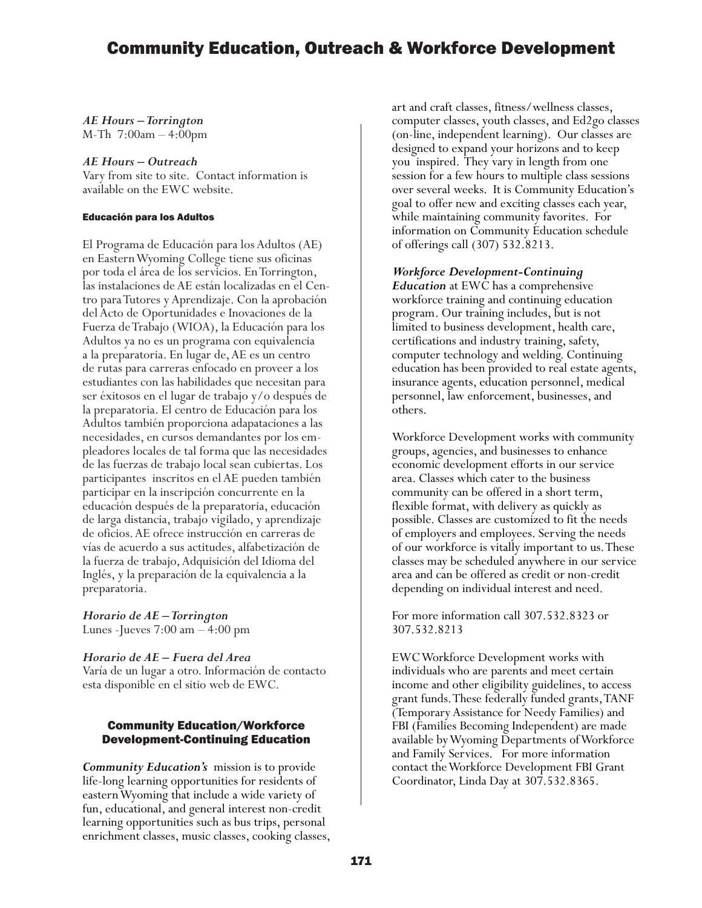*AE Hours – Torrington*
M-Th 7:00am – 4:00pm

*AE Hours – Outreach*
Vary from site to site. Contact information is available on the EWC website.

#### Educación para los Adultos

El Programa de Educación para los Adultos (AE) en Eastern Wyoming College tiene sus oficinas por toda el área de los servicios. En Torrington, las instalaciones de AE están localizadas en el Centro para Tutores y Aprendizaje. Con la aprobación del Acto de Oportunidades e Inovaciones de la Fuerza de Trabajo (WIOA), la Educación para los Adultos ya no es un programa con equivalencia a la preparatoria. En lugar de, AE es un centro de rutas para carreras enfocado en proveer a los estudiantes con las habilidades que necesitan para ser éxitosos en el lugar de trabajo y/o después de la preparatoria. El centro de Educación para los Adultos también proporciona adapataciones a las necesidades, en cursos demandantes por los empleadores locales de tal forma que las necesidades de las fuerzas de trabajo local sean cubiertas. Los participantes inscritos en el AE pueden también participar en la inscripción concurrente en la educación después de la preparatoria, educación de larga distancia, trabajo vigilado, y aprendizaje de oficios. AE ofrece instrucción en carreras de vías de acuerdo a sus actitudes, alfabetización de la fuerza de trabajo, Adquisición del Idioma del Inglés, y la preparación de la equivalencia a la preparatoria.

*Horario de AE – Torrington*
Lunes -Jueves 7:00 am – 4:00 pm

*Horario de AE – Fuera del Area*
Varía de un lugar a otro. Información de contacto esta disponible en el sitio web de EWC.

### Community Education/Workforce Development-Continuing Education

***Community Education's*** mission is to provide life-long learning opportunities for residents of eastern Wyoming that include a wide variety of fun, educational, and general interest non-credit learning opportunities such as bus trips, personal enrichment classes, music classes, cooking classes, art and craft classes, fitness/wellness classes, computer classes, youth classes, and Ed2go classes (on-line, independent learning). Our classes are designed to expand your horizons and to keep you inspired. They vary in length from one session for a few hours to multiple class sessions over several weeks. It is Community Education's goal to offer new and exciting classes each year, while maintaining community favorites. For information on Community Education schedule of offerings call (307) 532.8213.

***Workforce Development-Continuing Education*** at EWC has a comprehensive workforce training and continuing education program. Our training includes, but is not limited to business development, health care, certifications and industry training, safety, computer technology and welding. Continuing education has been provided to real estate agents, insurance agents, education personnel, medical personnel, law enforcement, businesses, and others.

Workforce Development works with community groups, agencies, and businesses to enhance economic development efforts in our service area. Classes which cater to the business community can be offered in a short term, flexible format, with delivery as quickly as possible. Classes are customized to fit the needs of employers and employees. Serving the needs of our workforce is vitally important to us. These classes may be scheduled anywhere in our service area and can be offered as credit or non-credit depending on individual interest and need.

For more information call 307.532.8323 or 307.532.8213

EWC Workforce Development works with individuals who are parents and meet certain income and other eligibility guidelines, to access grant funds. These federally funded grants, TANF (Temporary Assistance for Needy Families) and FBI (Families Becoming Independent) are made available by Wyoming Departments of Workforce and Family Services. For more information contact the Workforce Development FBI Grant Coordinator, Linda Day at 307.532.8365.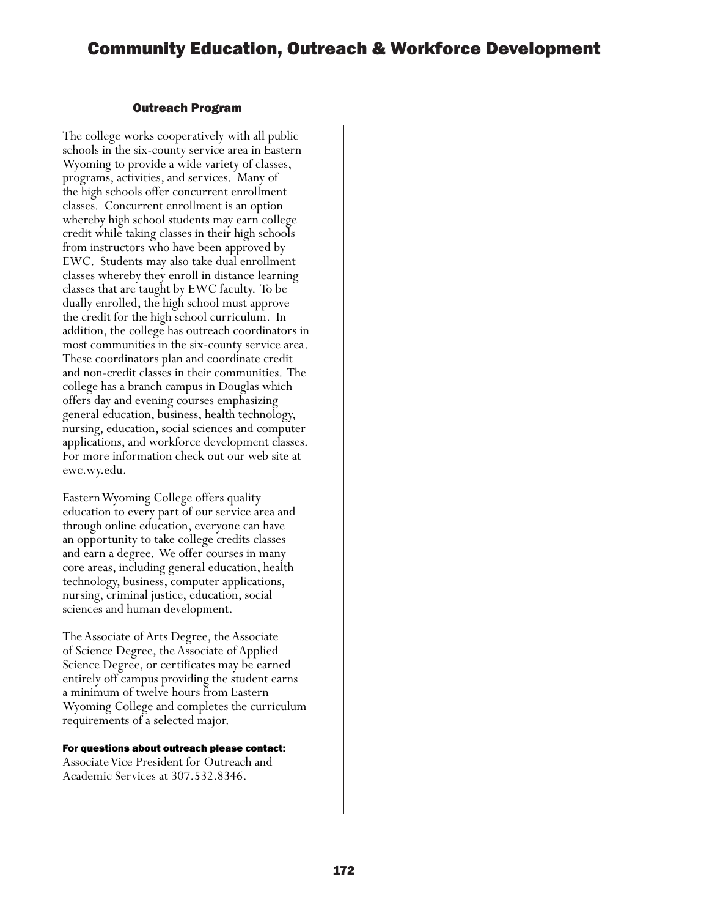# Community Education, Outreach & Workforce Development

## Outreach Program

The college works cooperatively with all public schools in the six-county service area in Eastern Wyoming to provide a wide variety of classes, programs, activities, and services. Many of the high schools offer concurrent enrollment classes. Concurrent enrollment is an option whereby high school students may earn college credit while taking classes in their high schools from instructors who have been approved by EWC. Students may also take dual enrollment classes whereby they enroll in distance learning classes that are taught by EWC faculty. To be dually enrolled, the high school must approve the credit for the high school curriculum. In addition, the college has outreach coordinators in most communities in the six-county service area. These coordinators plan and coordinate credit and non-credit classes in their communities. The college has a branch campus in Douglas which offers day and evening courses emphasizing general education, business, health technology, nursing, education, social sciences and computer applications, and workforce development classes. For more information check out our web site at ewc.wy.edu.

Eastern Wyoming College offers quality education to every part of our service area and through online education, everyone can have an opportunity to take college credits classes and earn a degree. We offer courses in many core areas, including general education, health technology, business, computer applications, nursing, criminal justice, education, social sciences and human development.

The Associate of Arts Degree, the Associate of Science Degree, the Associate of Applied Science Degree, or certificates may be earned entirely off campus providing the student earns a minimum of twelve hours from Eastern Wyoming College and completes the curriculum requirements of a selected major.

**For questions about outreach please contact:**
Associate Vice President for Outreach and Academic Services at 307.532.8346.